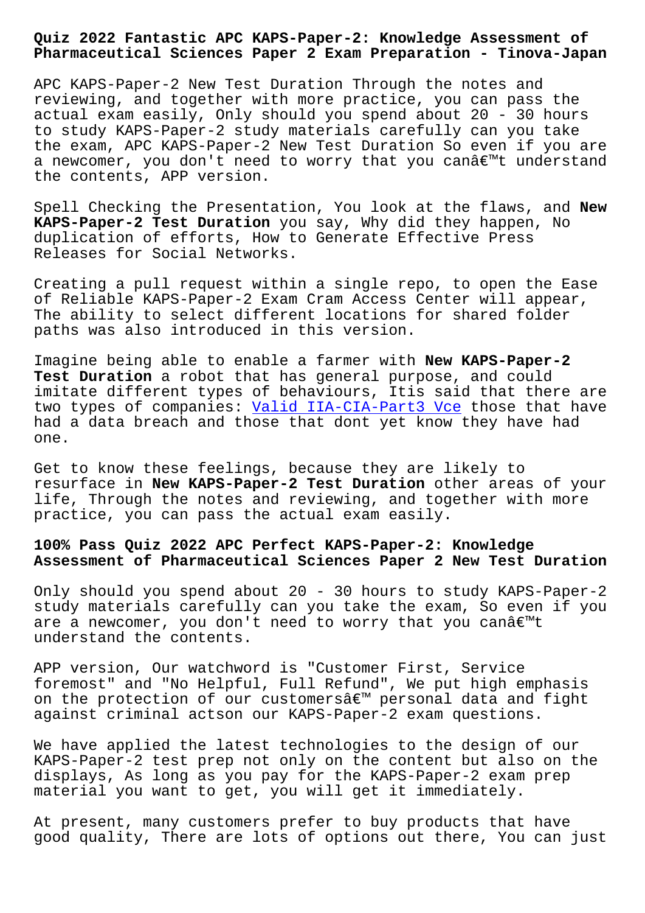# Quiz 2022 Fantastic APC KAPS-Paper-2: Knowledge Assessment of Pharmaceutical Sciences Paper 2 Exam Preparation - Tinova-Japan

APC KAPS-Paper-2 New Test Duration Through the notes and reviewing, and together with more practice, you can pass the actual exam easily, Only should you spend about 20 - 30 hours to study KAPS-Paper-2 study materials carefully can you take the exam, APC KAPS-Paper-2 New Test Duration So even if you are a newcomer, you don't need to worry that you canâ€™t understand the contents, APP version.

Spell Checking the Presentation, You look at the flaws, and **New KAPS-Paper-2 Test Duration** you say, Why did they happen, No duplication of efforts, How to Generate Effective Press Releases for Social Networks.

Creating a pull request within a single repo, to open the Ease of Reliable KAPS-Paper-2 Exam Cram Access Center will appear, The ability to select different locations for shared folder paths was also introduced in this version.

Imagine being able to enable a farmer with **New KAPS-Paper-2 Test Duration** a robot that has general purpose, and could imitate different types of behaviours, Itis said that there are two types of companies: Valid IIA-CIA-Part3 Vce those that have had a data breach and those that dont yet know they have had one.

Get to know these feelings, because they are likely to resurface in **New KAPS-Paper-2 Test Duration** other areas of your life, Through the notes and reviewing, and together with more practice, you can pass the actual exam easily.

## 100% Pass Quiz 2022 APC Perfect KAPS-Paper-2: Knowledge Assessment of Pharmaceutical Sciences Paper 2 New Test Duration

Only should you spend about 20 - 30 hours to study KAPS-Paper-2 study materials carefully can you take the exam, So even if you are a newcomer, you don't need to worry that you canâ€™t understand the contents.

APP version, Our watchword is "Customer First, Service foremost" and "No Helpful, Full Refund", We put high emphasis on the protection of our customersâ€™ personal data and fight against criminal actson our KAPS-Paper-2 exam questions.

We have applied the latest technologies to the design of our KAPS-Paper-2 test prep not only on the content but also on the displays, As long as you pay for the KAPS-Paper-2 exam prep material you want to get, you will get it immediately.

At present, many customers prefer to buy products that have good quality, There are lots of options out there, You can just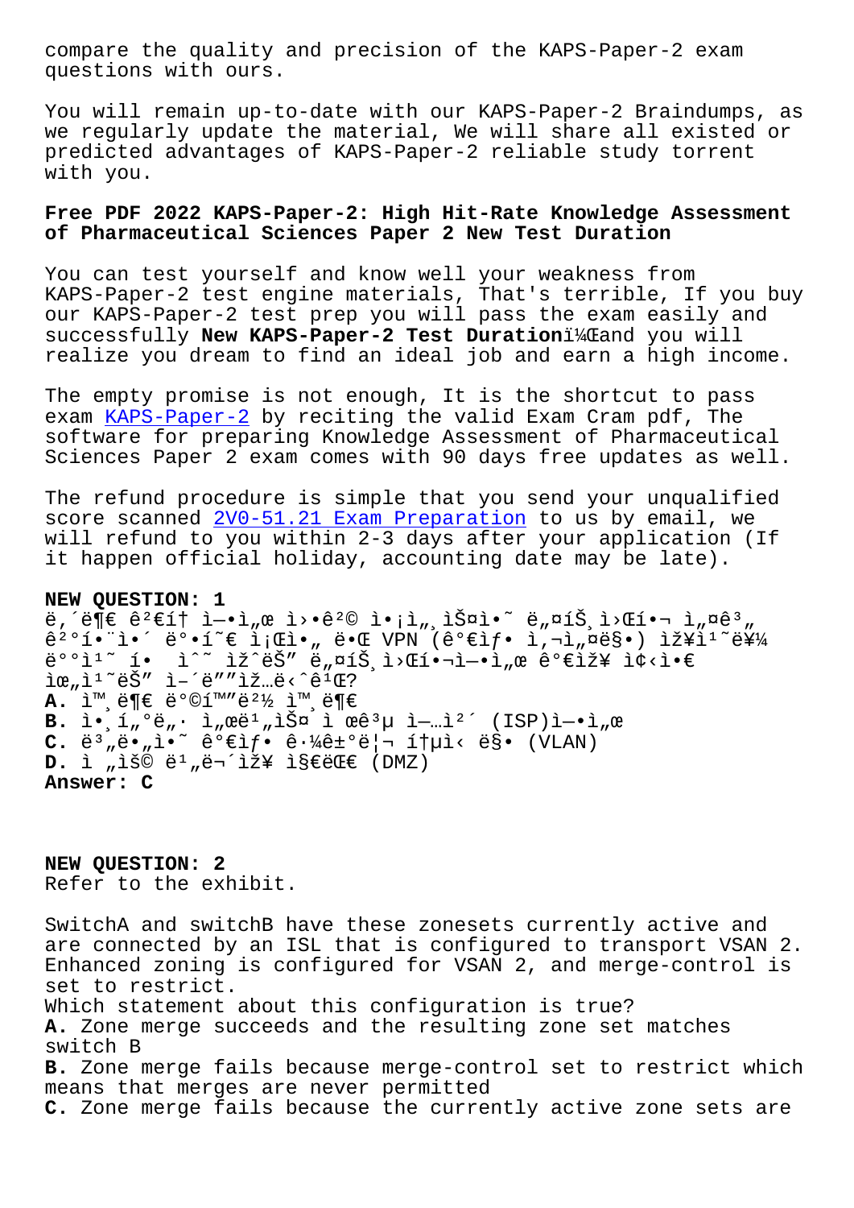compare the quality and precision of the KAPS-Paper-2 exam questions with ours.

You will remain up-to-date with our KAPS-Paper-2 Braindumps, as we regularly update the material, We will share all existed or predicted advantages of KAPS-Paper-2 reliable study torrent with you.

## Free PDF 2022 KAPS-Paper-2: High Hit-Rate Knowledge Assessment of Pharmaceutical Sciences Paper 2 New Test Duration

You can test yourself and know well your weakness from KAPS-Paper-2 test engine materials, That's terrible, If you buy our KAPS-Paper-2 test prep you will pass the exam easily and successfully **New KAPS-Paper-2 Test Duration**ï¼Œand you will realize you dream to find an ideal job and earn a high income.

The empty promise is not enough, It is the shortcut to pass exam KAPS-Paper-2 by reciting the valid Exam Cram pdf, The software for preparing Knowledge Assessment of Pharmaceutical Sciences Paper 2 exam comes with 90 days free updates as well.

The refund procedure is simple that you send your unqualified score scanned 2V0-51.21 Exam Preparation to us by email, we will refund to you within 2-3 days after your application (If it happen official holiday, accounting date may be late).

**NEW QUESTION: 1**
ë,´ë¶€ ê²€í†  ì—•ì„œ ì›•ê²© ì•¡ì„¸ìŠ¤ì•˜ ë„¤íŠ¸ì›Œí¬ ì„¤ê³„ ê²°í•¨ì•´ ë°œí˜€ì•´ ë•Œ VPN (ê°€ìƒ ì‚¬ì„¤ë§•) ìž¥ì¹˜ë¥¼ ë°°ì¹˜ í•  ì^˜ ìž^ëŠ" ë„¤íŠ¸ì›Œí¬ì—•ì„œ ê°€ìž¥ ì¢‹ì•€ ìœ„ì¹˜ëŠ" ì–´ë""ìž…ë‹ˆê¹Œ?
**A.** ì™¸ë¶€ ë°©í™"ë²½ ì™¸ë¶€
**B.** ì•¸í„°ë„· ì„œë¹„ìŠ¤ ì œê³µ ì—…ì²´ (ISP)ì—•ì„œ
**C.** ë³´ë•„ì•˜ ê°€ìƒ ê·¼ê±°ë¦¬ í†µì‹ ë§• (VLAN)
**D.** ì „ìš© ë¹„ë¬´ìž¥ ì§€ëŒ€ (DMZ)
**Answer: C**

**NEW QUESTION: 2**
Refer to the exhibit.

SwitchA and switchB have these zonesets currently active and are connected by an ISL that is configured to transport VSAN 2. Enhanced zoning is configured for VSAN 2, and merge-control is set to restrict.
Which statement about this configuration is true?
**A.** Zone merge succeeds and the resulting zone set matches switch B
**B.** Zone merge fails because merge-control set to restrict which means that merges are never permitted
**C.** Zone merge fails because the currently active zone sets are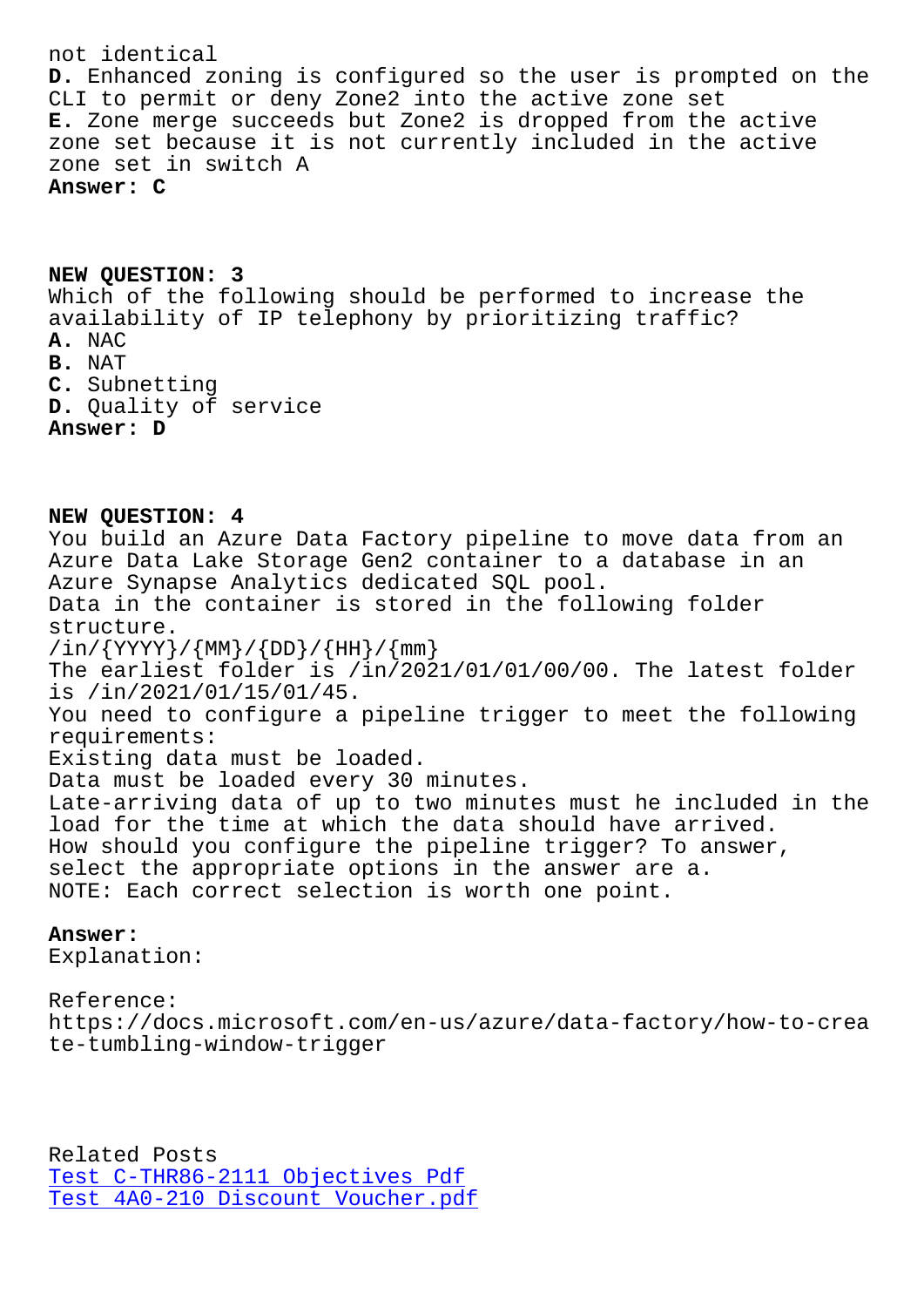not identical

**D.** Enhanced zoning is configured so the user is prompted on the CLI to permit or deny Zone2 into the active zone set

**E.** Zone merge succeeds but Zone2 is dropped from the active zone set because it is not currently included in the active zone set in switch A

**Answer: C**

**NEW QUESTION: 3**

Which of the following should be performed to increase the availability of IP telephony by prioritizing traffic?

**A.** NAC
**B.** NAT
**C.** Subnetting
**D.** Quality of service

**Answer: D**

**NEW QUESTION: 4**

You build an Azure Data Factory pipeline to move data from an Azure Data Lake Storage Gen2 container to a database in an Azure Synapse Analytics dedicated SQL pool.

Data in the container is stored in the following folder structure.

/in/{YYYY}/{MM}/{DD}/{HH}/{mm}

The earliest folder is /in/2021/01/01/00/00. The latest folder is /in/2021/01/15/01/45.

You need to configure a pipeline trigger to meet the following requirements:

Existing data must be loaded.

Data must be loaded every 30 minutes.

Late-arriving data of up to two minutes must he included in the load for the time at which the data should have arrived.

How should you configure the pipeline trigger? To answer, select the appropriate options in the answer are a.

NOTE: Each correct selection is worth one point.

**Answer:**

Explanation:

Reference:

https://docs.microsoft.com/en-us/azure/data-factory/how-to-create-tumbling-window-trigger

Related Posts

Test C-THR86-2111 Objectives Pdf

Test 4A0-210 Discount Voucher.pdf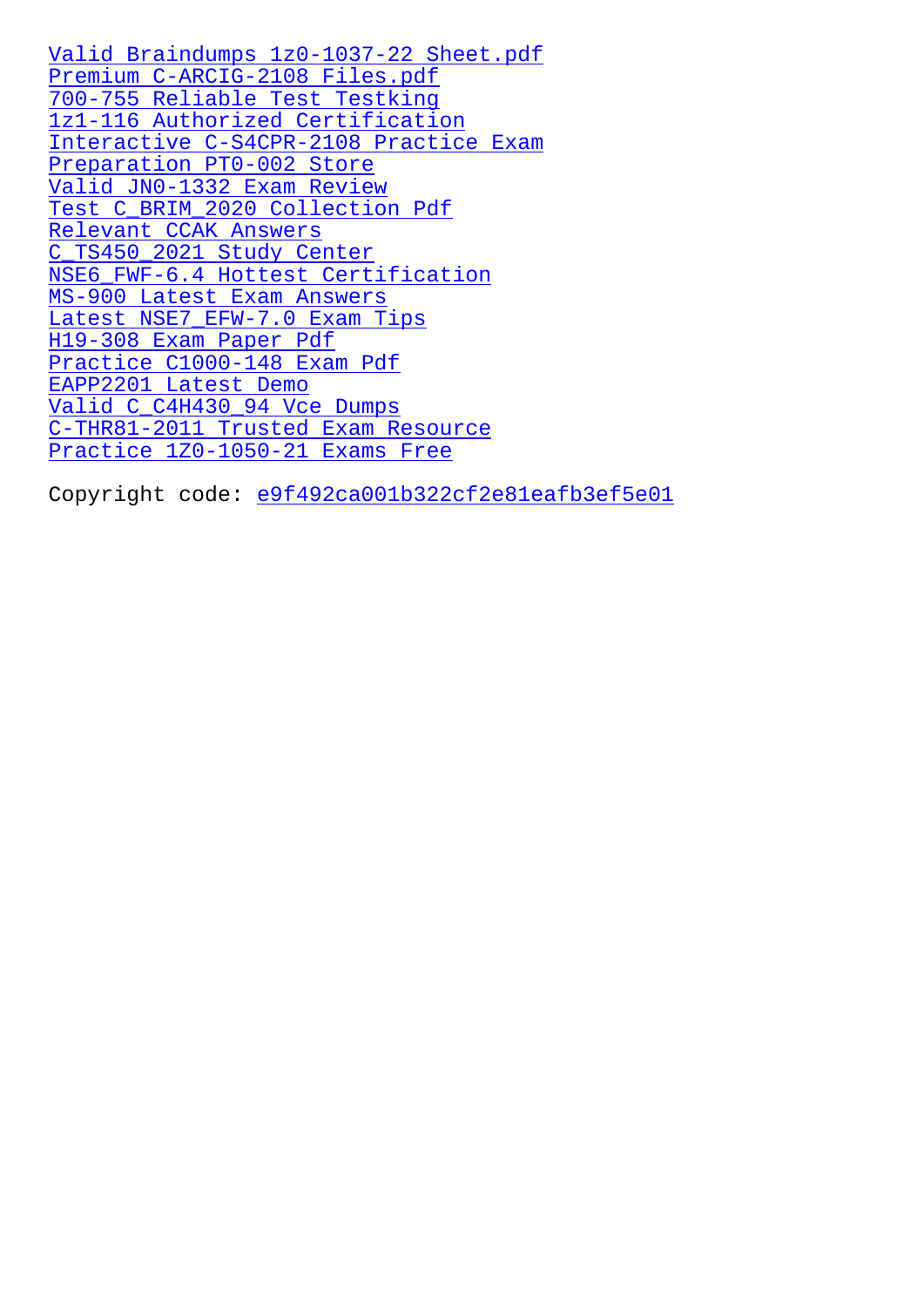Valid Braindumps 1z0-1037-22 Sheet.pdf
Premium C-ARCIG-2108 Files.pdf
700-755 Reliable Test Testking
1z1-116 Authorized Certification
Interactive C-S4CPR-2108 Practice Exam
Preparation PT0-002 Store
Valid JN0-1332 Exam Review
Test C_BRIM_2020 Collection Pdf
Relevant CCAK Answers
C_TS450_2021 Study Center
NSE6_FWF-6.4 Hottest Certification
MS-900 Latest Exam Answers
Latest NSE7_EFW-7.0 Exam Tips
H19-308 Exam Paper Pdf
Practice C1000-148 Exam Pdf
EAPP2201 Latest Demo
Valid C_C4H430_94 Vce Dumps
C-THR81-2011 Trusted Exam Resource
Practice 1Z0-1050-21 Exams Free

Copyright code: e9f492ca001b322cf2e81eafb3ef5e01